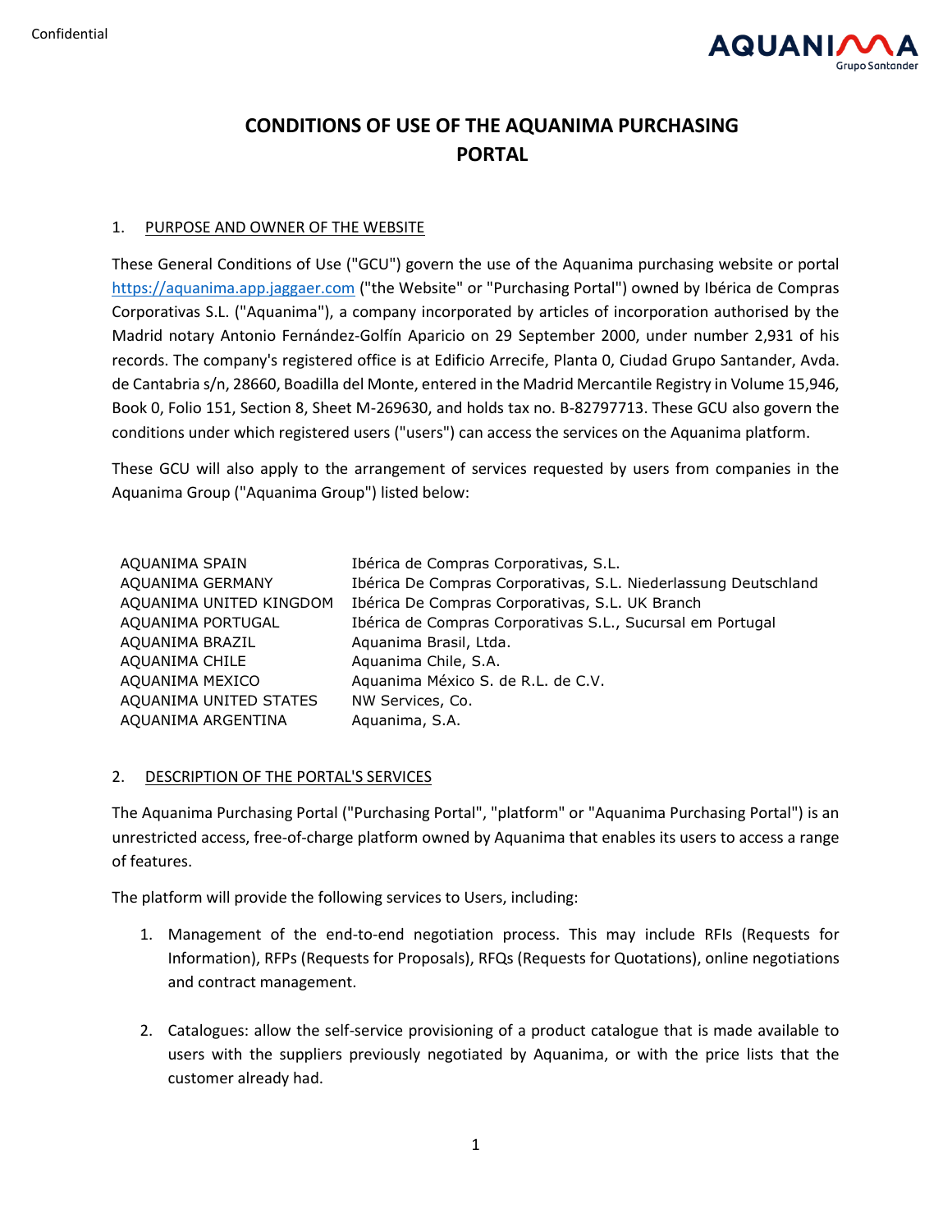# CONDITIONS OF USE OF THE AQUANIMA PURCHASING PORTAL

## 1. PURPOSE AND OWNER OF THE WEBSITE

These General Conditions of Use ("GCU") govern the use of the Aquanima purchasing website or portal https://aquanima.app.jaggaer.com ("the Website" or "Purchasing Portal") owned by Ibérica de Compras Corporativas S.L. ("Aquanima"), a company incorporated by articles of incorporation authorised by the Madrid notary Antonio Fernández-Golfín Aparicio on 29 September 2000, under number 2,931 of his records. The company's registered office is at Edificio Arrecife, Planta 0, Ciudad Grupo Santander, Avda. de Cantabria s/n, 28660, Boadilla del Monte, entered in the Madrid Mercantile Registry in Volume 15,946, Book 0, Folio 151, Section 8, Sheet M-269630, and holds tax no. B-82797713. These GCU also govern the conditions under which registered users ("users") can access the services on the Aquanima platform.

These GCU will also apply to the arrangement of services requested by users from companies in the Aquanima Group ("Aquanima Group") listed below:

| | |
|---|---|
| AQUANIMA SPAIN | Ibérica de Compras Corporativas, S.L. |
| AQUANIMA GERMANY | Ibérica De Compras Corporativas, S.L. Niederlassung Deutschland |
| AQUANIMA UNITED KINGDOM | Ibérica De Compras Corporativas, S.L. UK Branch |
| AQUANIMA PORTUGAL | Ibérica de Compras Corporativas S.L., Sucursal em Portugal |
| AQUANIMA BRAZIL | Aquanima Brasil, Ltda. |
| AQUANIMA CHILE | Aquanima Chile, S.A. |
| AQUANIMA MEXICO | Aquanima México S. de R.L. de C.V. |
| AQUANIMA UNITED STATES | NW Services, Co. |
| AQUANIMA ARGENTINA | Aquanima, S.A. |

## 2. DESCRIPTION OF THE PORTAL'S SERVICES

The Aquanima Purchasing Portal ("Purchasing Portal", "platform" or "Aquanima Purchasing Portal") is an unrestricted access, free-of-charge platform owned by Aquanima that enables its users to access a range of features.

The platform will provide the following services to Users, including:

1. Management of the end-to-end negotiation process. This may include RFIs (Requests for Information), RFPs (Requests for Proposals), RFQs (Requests for Quotations), online negotiations and contract management.

2. Catalogues: allow the self-service provisioning of a product catalogue that is made available to users with the suppliers previously negotiated by Aquanima, or with the price lists that the customer already had.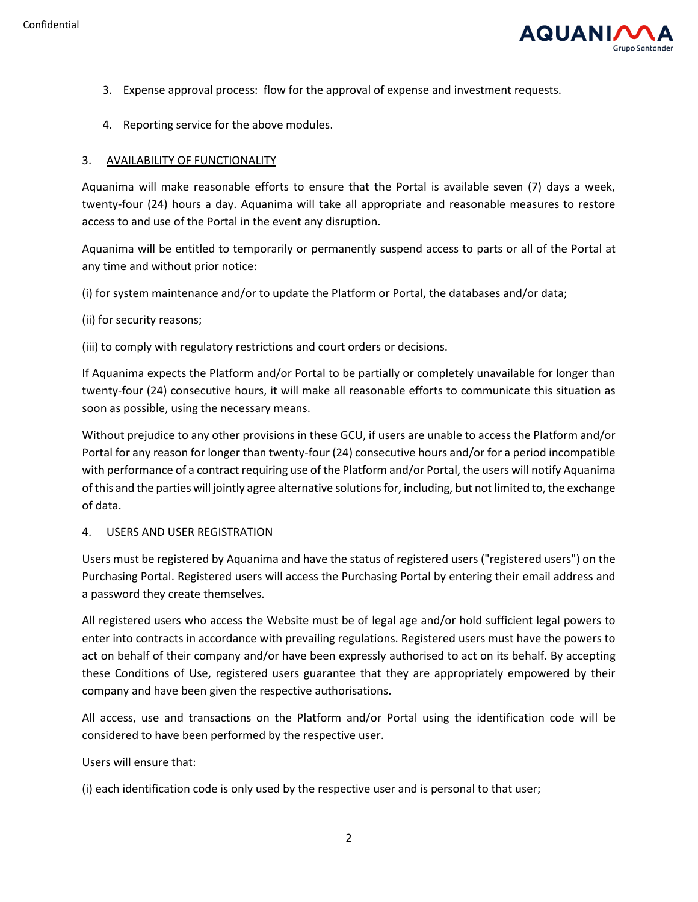3. Expense approval process: flow for the approval of expense and investment requests.

4. Reporting service for the above modules.

## 3. AVAILABILITY OF FUNCTIONALITY

Aquanima will make reasonable efforts to ensure that the Portal is available seven (7) days a week, twenty-four (24) hours a day. Aquanima will take all appropriate and reasonable measures to restore access to and use of the Portal in the event any disruption.

Aquanima will be entitled to temporarily or permanently suspend access to parts or all of the Portal at any time and without prior notice:

(i) for system maintenance and/or to update the Platform or Portal, the databases and/or data;

(ii) for security reasons;

(iii) to comply with regulatory restrictions and court orders or decisions.

If Aquanima expects the Platform and/or Portal to be partially or completely unavailable for longer than twenty-four (24) consecutive hours, it will make all reasonable efforts to communicate this situation as soon as possible, using the necessary means.

Without prejudice to any other provisions in these GCU, if users are unable to access the Platform and/or Portal for any reason for longer than twenty-four (24) consecutive hours and/or for a period incompatible with performance of a contract requiring use of the Platform and/or Portal, the users will notify Aquanima of this and the parties will jointly agree alternative solutions for, including, but not limited to, the exchange of data.

## 4. USERS AND USER REGISTRATION

Users must be registered by Aquanima and have the status of registered users ("registered users") on the Purchasing Portal. Registered users will access the Purchasing Portal by entering their email address and a password they create themselves.

All registered users who access the Website must be of legal age and/or hold sufficient legal powers to enter into contracts in accordance with prevailing regulations. Registered users must have the powers to act on behalf of their company and/or have been expressly authorised to act on its behalf. By accepting these Conditions of Use, registered users guarantee that they are appropriately empowered by their company and have been given the respective authorisations.

All access, use and transactions on the Platform and/or Portal using the identification code will be considered to have been performed by the respective user.

Users will ensure that:

(i) each identification code is only used by the respective user and is personal to that user;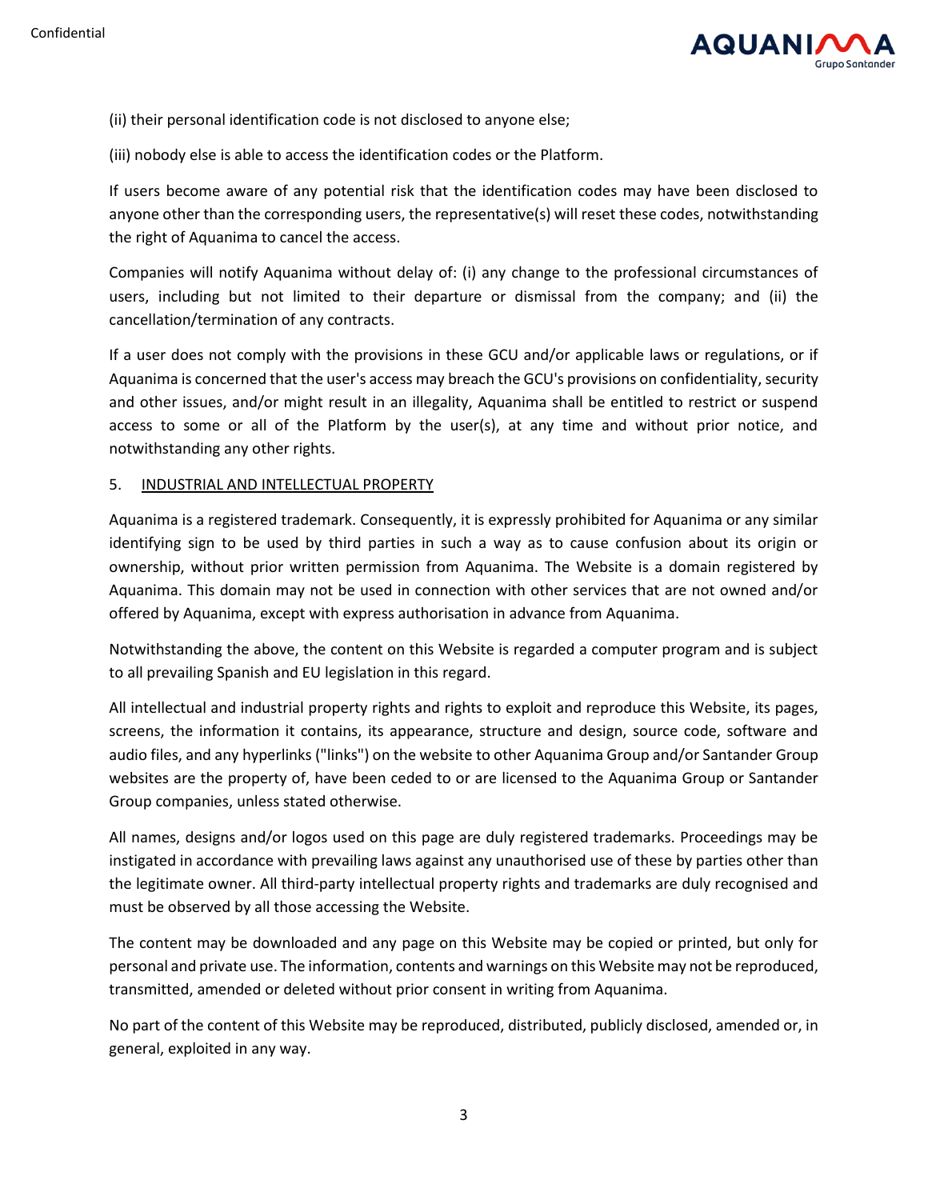(ii) their personal identification code is not disclosed to anyone else;

(iii) nobody else is able to access the identification codes or the Platform.

If users become aware of any potential risk that the identification codes may have been disclosed to anyone other than the corresponding users, the representative(s) will reset these codes, notwithstanding the right of Aquanima to cancel the access.

Companies will notify Aquanima without delay of: (i) any change to the professional circumstances of users, including but not limited to their departure or dismissal from the company; and (ii) the cancellation/termination of any contracts.

If a user does not comply with the provisions in these GCU and/or applicable laws or regulations, or if Aquanima is concerned that the user's access may breach the GCU's provisions on confidentiality, security and other issues, and/or might result in an illegality, Aquanima shall be entitled to restrict or suspend access to some or all of the Platform by the user(s), at any time and without prior notice, and notwithstanding any other rights.

## 5. INDUSTRIAL AND INTELLECTUAL PROPERTY

Aquanima is a registered trademark. Consequently, it is expressly prohibited for Aquanima or any similar identifying sign to be used by third parties in such a way as to cause confusion about its origin or ownership, without prior written permission from Aquanima. The Website is a domain registered by Aquanima. This domain may not be used in connection with other services that are not owned and/or offered by Aquanima, except with express authorisation in advance from Aquanima.

Notwithstanding the above, the content on this Website is regarded a computer program and is subject to all prevailing Spanish and EU legislation in this regard.

All intellectual and industrial property rights and rights to exploit and reproduce this Website, its pages, screens, the information it contains, its appearance, structure and design, source code, software and audio files, and any hyperlinks ("links") on the website to other Aquanima Group and/or Santander Group websites are the property of, have been ceded to or are licensed to the Aquanima Group or Santander Group companies, unless stated otherwise.

All names, designs and/or logos used on this page are duly registered trademarks. Proceedings may be instigated in accordance with prevailing laws against any unauthorised use of these by parties other than the legitimate owner. All third-party intellectual property rights and trademarks are duly recognised and must be observed by all those accessing the Website.

The content may be downloaded and any page on this Website may be copied or printed, but only for personal and private use. The information, contents and warnings on this Website may not be reproduced, transmitted, amended or deleted without prior consent in writing from Aquanima.

No part of the content of this Website may be reproduced, distributed, publicly disclosed, amended or, in general, exploited in any way.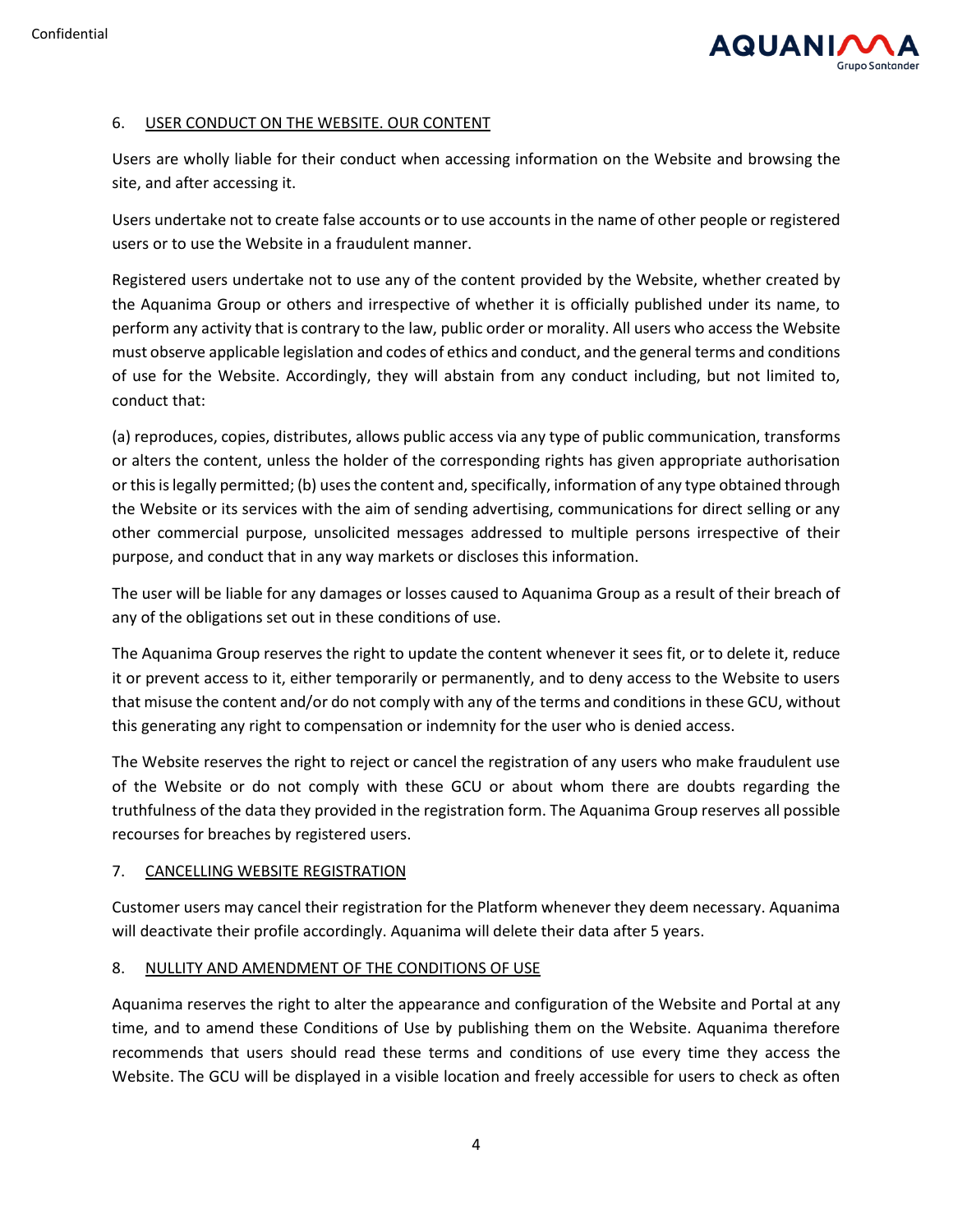## 6. USER CONDUCT ON THE WEBSITE. OUR CONTENT

Users are wholly liable for their conduct when accessing information on the Website and browsing the site, and after accessing it.

Users undertake not to create false accounts or to use accounts in the name of other people or registered users or to use the Website in a fraudulent manner.

Registered users undertake not to use any of the content provided by the Website, whether created by the Aquanima Group or others and irrespective of whether it is officially published under its name, to perform any activity that is contrary to the law, public order or morality. All users who access the Website must observe applicable legislation and codes of ethics and conduct, and the general terms and conditions of use for the Website. Accordingly, they will abstain from any conduct including, but not limited to, conduct that:

(a) reproduces, copies, distributes, allows public access via any type of public communication, transforms or alters the content, unless the holder of the corresponding rights has given appropriate authorisation or this is legally permitted; (b) uses the content and, specifically, information of any type obtained through the Website or its services with the aim of sending advertising, communications for direct selling or any other commercial purpose, unsolicited messages addressed to multiple persons irrespective of their purpose, and conduct that in any way markets or discloses this information.

The user will be liable for any damages or losses caused to Aquanima Group as a result of their breach of any of the obligations set out in these conditions of use.

The Aquanima Group reserves the right to update the content whenever it sees fit, or to delete it, reduce it or prevent access to it, either temporarily or permanently, and to deny access to the Website to users that misuse the content and/or do not comply with any of the terms and conditions in these GCU, without this generating any right to compensation or indemnity for the user who is denied access.

The Website reserves the right to reject or cancel the registration of any users who make fraudulent use of the Website or do not comply with these GCU or about whom there are doubts regarding the truthfulness of the data they provided in the registration form. The Aquanima Group reserves all possible recourses for breaches by registered users.

## 7. CANCELLING WEBSITE REGISTRATION

Customer users may cancel their registration for the Platform whenever they deem necessary. Aquanima will deactivate their profile accordingly. Aquanima will delete their data after 5 years.

## 8. NULLITY AND AMENDMENT OF THE CONDITIONS OF USE

Aquanima reserves the right to alter the appearance and configuration of the Website and Portal at any time, and to amend these Conditions of Use by publishing them on the Website. Aquanima therefore recommends that users should read these terms and conditions of use every time they access the Website. The GCU will be displayed in a visible location and freely accessible for users to check as often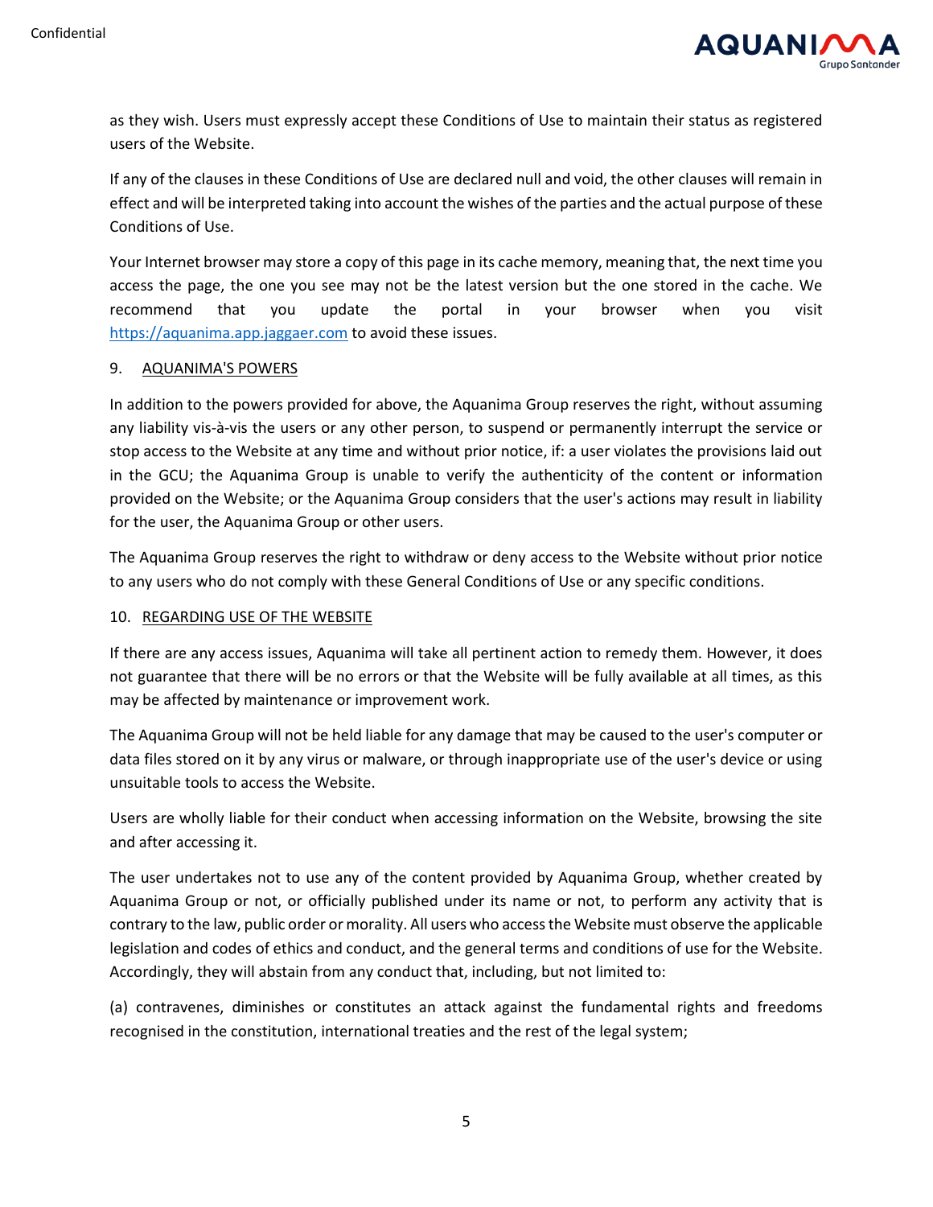as they wish. Users must expressly accept these Conditions of Use to maintain their status as registered users of the Website.

If any of the clauses in these Conditions of Use are declared null and void, the other clauses will remain in effect and will be interpreted taking into account the wishes of the parties and the actual purpose of these Conditions of Use.

Your Internet browser may store a copy of this page in its cache memory, meaning that, the next time you access the page, the one you see may not be the latest version but the one stored in the cache. We recommend that you update the portal in your browser when you visit [https://aquanima.app.jaggaer.com](https://aquanima.app.jaggaer.com) to avoid these issues.

## 9. AQUANIMA'S POWERS

In addition to the powers provided for above, the Aquanima Group reserves the right, without assuming any liability vis-à-vis the users or any other person, to suspend or permanently interrupt the service or stop access to the Website at any time and without prior notice, if: a user violates the provisions laid out in the GCU; the Aquanima Group is unable to verify the authenticity of the content or information provided on the Website; or the Aquanima Group considers that the user's actions may result in liability for the user, the Aquanima Group or other users.

The Aquanima Group reserves the right to withdraw or deny access to the Website without prior notice to any users who do not comply with these General Conditions of Use or any specific conditions.

## 10. REGARDING USE OF THE WEBSITE

If there are any access issues, Aquanima will take all pertinent action to remedy them. However, it does not guarantee that there will be no errors or that the Website will be fully available at all times, as this may be affected by maintenance or improvement work.

The Aquanima Group will not be held liable for any damage that may be caused to the user's computer or data files stored on it by any virus or malware, or through inappropriate use of the user's device or using unsuitable tools to access the Website.

Users are wholly liable for their conduct when accessing information on the Website, browsing the site and after accessing it.

The user undertakes not to use any of the content provided by Aquanima Group, whether created by Aquanima Group or not, or officially published under its name or not, to perform any activity that is contrary to the law, public order or morality. All users who access the Website must observe the applicable legislation and codes of ethics and conduct, and the general terms and conditions of use for the Website. Accordingly, they will abstain from any conduct that, including, but not limited to:

(a) contravenes, diminishes or constitutes an attack against the fundamental rights and freedoms recognised in the constitution, international treaties and the rest of the legal system;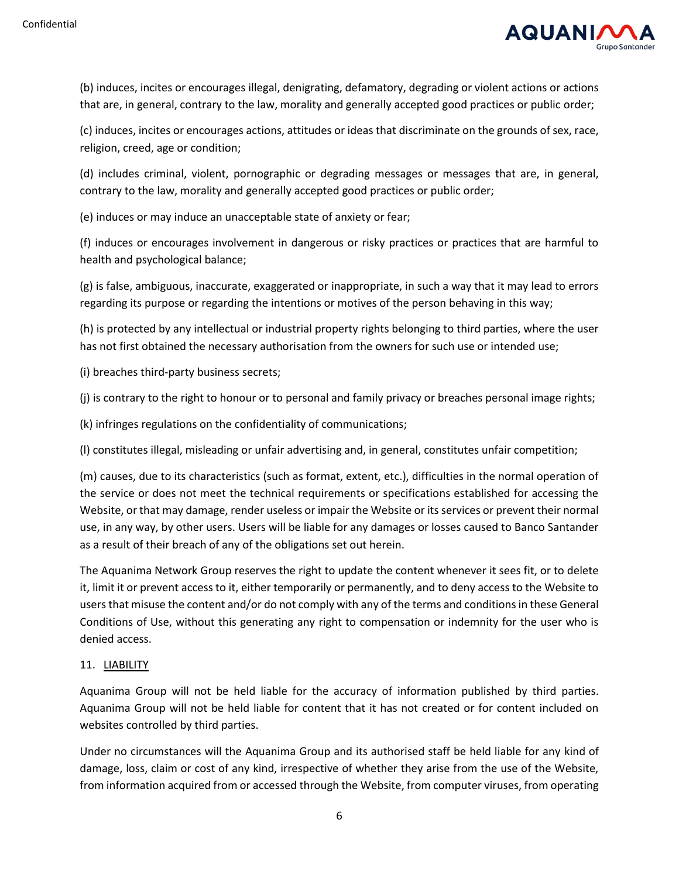(b) induces, incites or encourages illegal, denigrating, defamatory, degrading or violent actions or actions that are, in general, contrary to the law, morality and generally accepted good practices or public order;

(c) induces, incites or encourages actions, attitudes or ideas that discriminate on the grounds of sex, race, religion, creed, age or condition;

(d) includes criminal, violent, pornographic or degrading messages or messages that are, in general, contrary to the law, morality and generally accepted good practices or public order;

(e) induces or may induce an unacceptable state of anxiety or fear;

(f) induces or encourages involvement in dangerous or risky practices or practices that are harmful to health and psychological balance;

(g) is false, ambiguous, inaccurate, exaggerated or inappropriate, in such a way that it may lead to errors regarding its purpose or regarding the intentions or motives of the person behaving in this way;

(h) is protected by any intellectual or industrial property rights belonging to third parties, where the user has not first obtained the necessary authorisation from the owners for such use or intended use;

(i) breaches third-party business secrets;

(j) is contrary to the right to honour or to personal and family privacy or breaches personal image rights;

(k) infringes regulations on the confidentiality of communications;

(l) constitutes illegal, misleading or unfair advertising and, in general, constitutes unfair competition;

(m) causes, due to its characteristics (such as format, extent, etc.), difficulties in the normal operation of the service or does not meet the technical requirements or specifications established for accessing the Website, or that may damage, render useless or impair the Website or its services or prevent their normal use, in any way, by other users. Users will be liable for any damages or losses caused to Banco Santander as a result of their breach of any of the obligations set out herein.

The Aquanima Network Group reserves the right to update the content whenever it sees fit, or to delete it, limit it or prevent access to it, either temporarily or permanently, and to deny access to the Website to users that misuse the content and/or do not comply with any of the terms and conditions in these General Conditions of Use, without this generating any right to compensation or indemnity for the user who is denied access.

## 11. LIABILITY

Aquanima Group will not be held liable for the accuracy of information published by third parties. Aquanima Group will not be held liable for content that it has not created or for content included on websites controlled by third parties.

Under no circumstances will the Aquanima Group and its authorised staff be held liable for any kind of damage, loss, claim or cost of any kind, irrespective of whether they arise from the use of the Website, from information acquired from or accessed through the Website, from computer viruses, from operating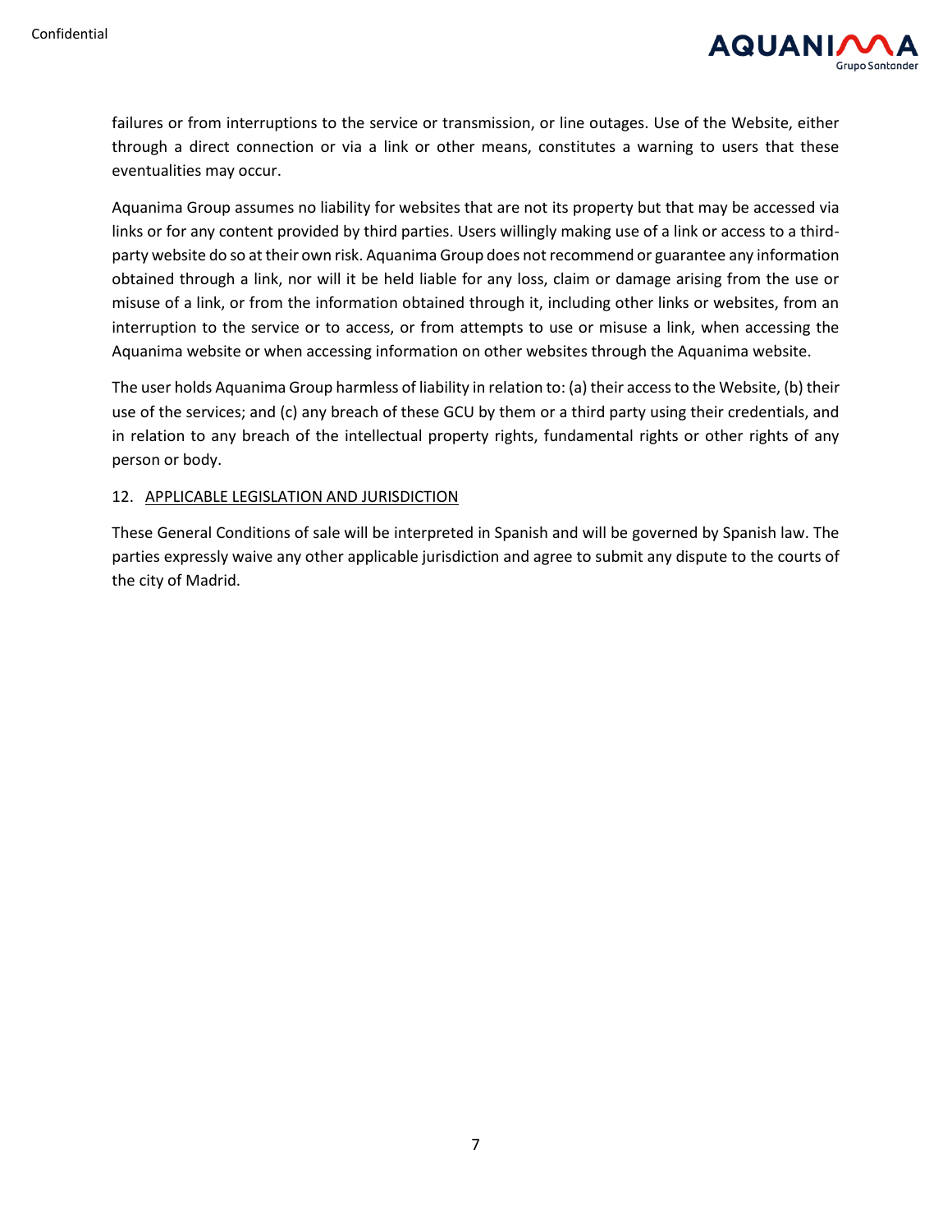failures or from interruptions to the service or transmission, or line outages. Use of the Website, either through a direct connection or via a link or other means, constitutes a warning to users that these eventualities may occur.

Aquanima Group assumes no liability for websites that are not its property but that may be accessed via links or for any content provided by third parties. Users willingly making use of a link or access to a third-party website do so at their own risk. Aquanima Group does not recommend or guarantee any information obtained through a link, nor will it be held liable for any loss, claim or damage arising from the use or misuse of a link, or from the information obtained through it, including other links or websites, from an interruption to the service or to access, or from attempts to use or misuse a link, when accessing the Aquanima website or when accessing information on other websites through the Aquanima website.

The user holds Aquanima Group harmless of liability in relation to: (a) their access to the Website, (b) their use of the services; and (c) any breach of these GCU by them or a third party using their credentials, and in relation to any breach of the intellectual property rights, fundamental rights or other rights of any person or body.

## 12. APPLICABLE LEGISLATION AND JURISDICTION

These General Conditions of sale will be interpreted in Spanish and will be governed by Spanish law. The parties expressly waive any other applicable jurisdiction and agree to submit any dispute to the courts of the city of Madrid.